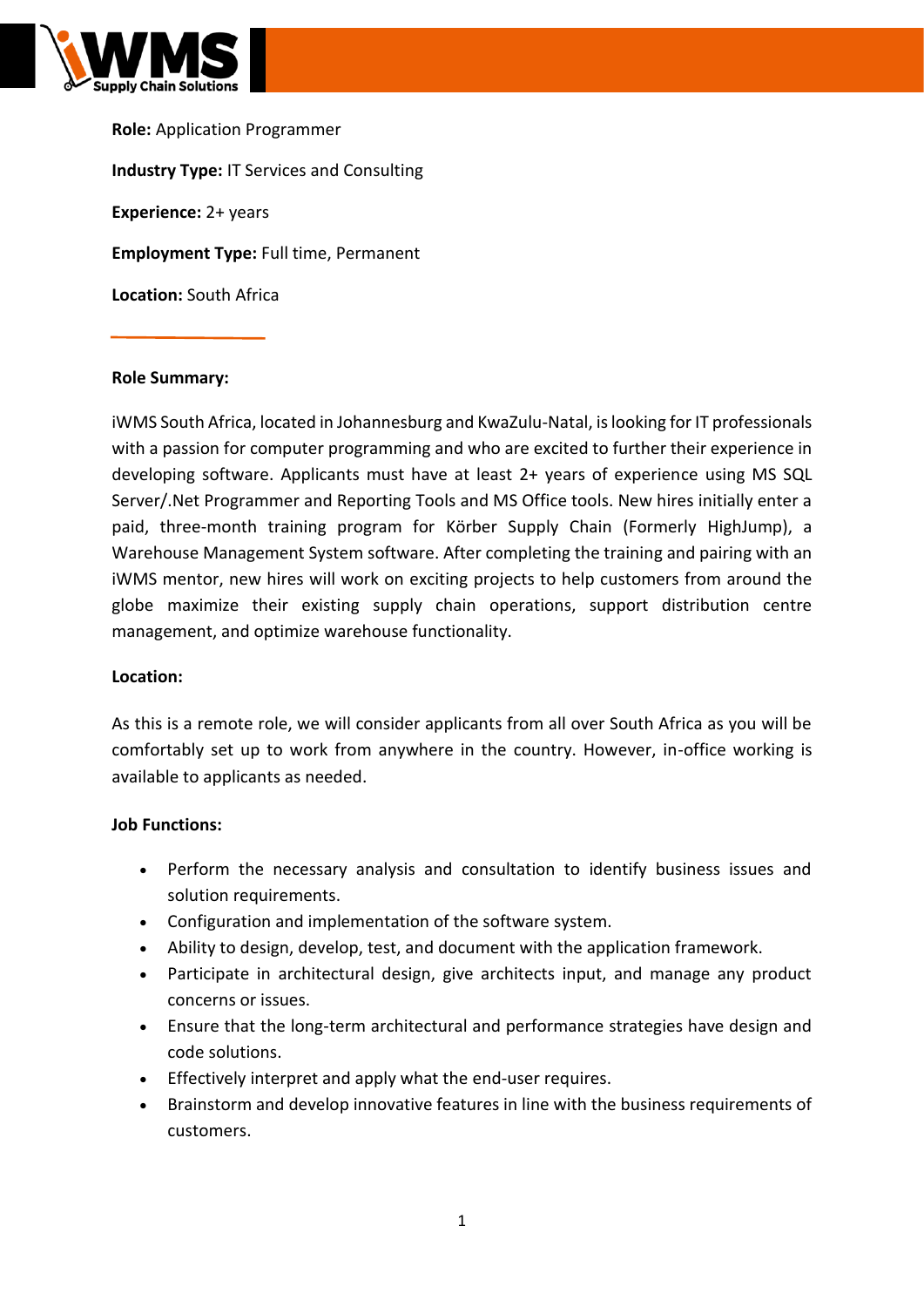**Role:** Application Programmer

**Industry Type:** IT Services and Consulting

**Experience:** 2+ years

**Employment Type:** Full time, Permanent

**Location:** South Africa

---

**Role Summary:**

iWMS South Africa, located in Johannesburg and KwaZulu-Natal, is looking for IT professionals with a passion for computer programming and who are excited to further their experience in developing software. Applicants must have at least 2+ years of experience using MS SQL Server/.Net Programmer and Reporting Tools and MS Office tools. New hires initially enter a paid, three-month training program for Körber Supply Chain (Formerly HighJump), a Warehouse Management System software. After completing the training and pairing with an iWMS mentor, new hires will work on exciting projects to help customers from around the globe maximize their existing supply chain operations, support distribution centre management, and optimize warehouse functionality.

**Location:**

As this is a remote role, we will consider applicants from all over South Africa as you will be comfortably set up to work from anywhere in the country. However, in-office working is available to applicants as needed.

**Job Functions:**

- Perform the necessary analysis and consultation to identify business issues and solution requirements.
- Configuration and implementation of the software system.
- Ability to design, develop, test, and document with the application framework.
- Participate in architectural design, give architects input, and manage any product concerns or issues.
- Ensure that the long-term architectural and performance strategies have design and code solutions.
- Effectively interpret and apply what the end-user requires.
- Brainstorm and develop innovative features in line with the business requirements of customers.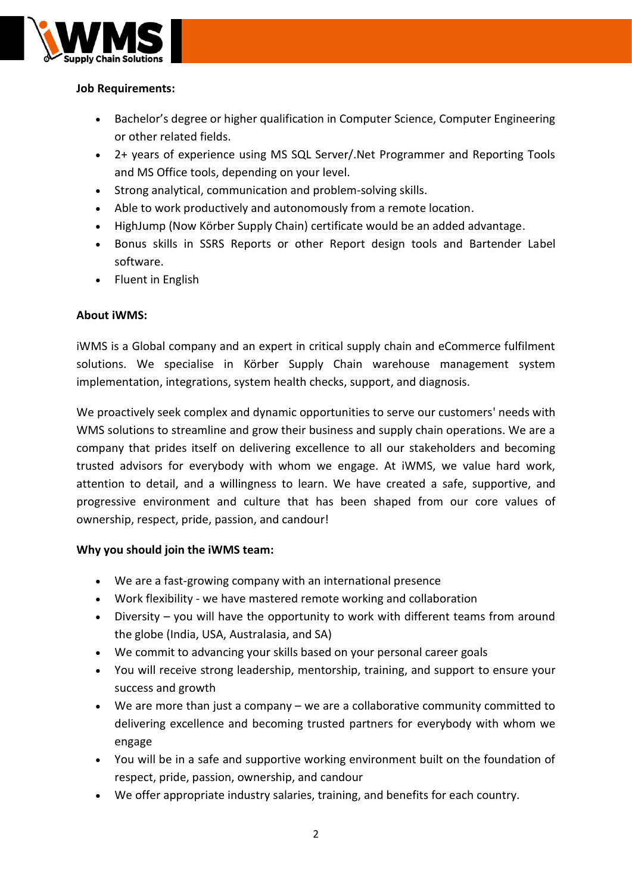**Job Requirements:**

- Bachelor's degree or higher qualification in Computer Science, Computer Engineering or other related fields.
- 2+ years of experience using MS SQL Server/.Net Programmer and Reporting Tools and MS Office tools, depending on your level.
- Strong analytical, communication and problem-solving skills.
- Able to work productively and autonomously from a remote location.
- HighJump (Now Körber Supply Chain) certificate would be an added advantage.
- Bonus skills in SSRS Reports or other Report design tools and Bartender Label software.
- Fluent in English

**About iWMS:**

iWMS is a Global company and an expert in critical supply chain and eCommerce fulfilment solutions. We specialise in Körber Supply Chain warehouse management system implementation, integrations, system health checks, support, and diagnosis.

We proactively seek complex and dynamic opportunities to serve our customers' needs with WMS solutions to streamline and grow their business and supply chain operations. We are a company that prides itself on delivering excellence to all our stakeholders and becoming trusted advisors for everybody with whom we engage. At iWMS, we value hard work, attention to detail, and a willingness to learn. We have created a safe, supportive, and progressive environment and culture that has been shaped from our core values of ownership, respect, pride, passion, and candour!

**Why you should join the iWMS team:**

- We are a fast-growing company with an international presence
- Work flexibility - we have mastered remote working and collaboration
- Diversity – you will have the opportunity to work with different teams from around the globe (India, USA, Australasia, and SA)
- We commit to advancing your skills based on your personal career goals
- You will receive strong leadership, mentorship, training, and support to ensure your success and growth
- We are more than just a company – we are a collaborative community committed to delivering excellence and becoming trusted partners for everybody with whom we engage
- You will be in a safe and supportive working environment built on the foundation of respect, pride, passion, ownership, and candour
- We offer appropriate industry salaries, training, and benefits for each country.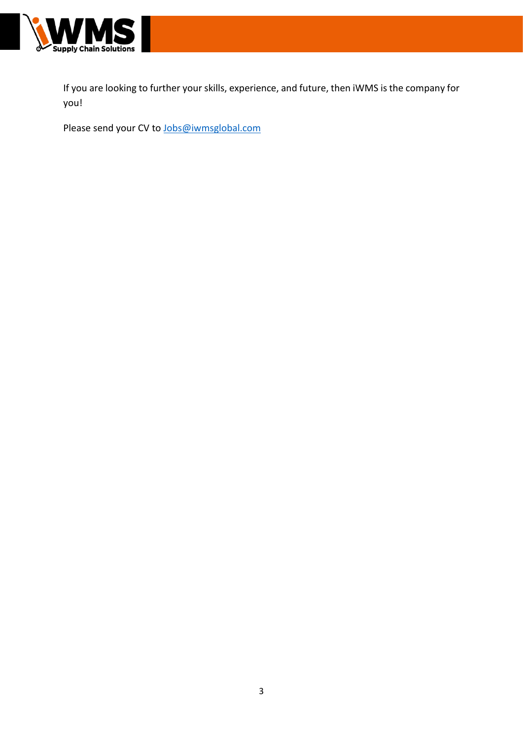If you are looking to further your skills, experience, and future, then iWMS is the company for you!

Please send your CV to Jobs@iwmsglobal.com